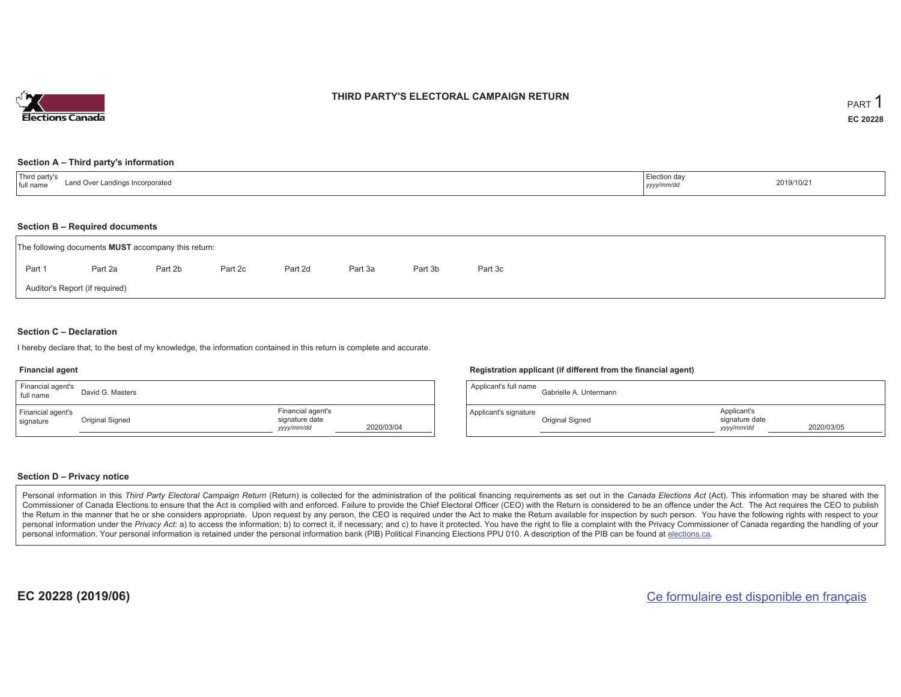Elections Canada

# THIRD PARTY'S ELECTORAL CAMPAIGN RETURN

PART 1

**EC 20228**

## Section A – Third party's information

| Third party's full name | Land Over Landings Incorporated | Election day *yyyy/mm/dd* | 2019/10/21 |
|---|---|---|---|

## Section B – Required documents

The following documents **MUST** accompany this return:

Part 1 &nbsp;&nbsp; Part 2a &nbsp;&nbsp; Part 2b &nbsp;&nbsp; Part 2c &nbsp;&nbsp; Part 2d &nbsp;&nbsp; Part 3a &nbsp;&nbsp; Part 3b &nbsp;&nbsp; Part 3c

Auditor's Report (if required)

## Section C – Declaration

I hereby declare that, to the best of my knowledge, the information contained in this return is complete and accurate.

### Financial agent

| Financial agent's full name | David G. Masters | | |
|---|---|---|---|
| Financial agent's signature | Original Signed | Financial agent's signature date *yyyy/mm/dd* | 2020/03/04 |

### Registration applicant (if different from the financial agent)

| Applicant's full name | Gabrielle A. Untermann | | |
|---|---|---|---|
| Applicant's signature | Original Signed | Applicant's signature date *yyyy/mm/dd* | 2020/03/05 |

## Section D – Privacy notice

Personal information in this *Third Party Electoral Campaign Return* (Return) is collected for the administration of the political financing requirements as set out in the *Canada Elections Act* (Act). This information may be shared with the Commissioner of Canada Elections to ensure that the Act is complied with and enforced. Failure to provide the Chief Electoral Officer (CEO) with the Return is considered to be an offence under the Act. The Act requires the CEO to publish the Return in the manner that he or she considers appropriate. Upon request by any person, the CEO is required under the Act to make the Return available for inspection by such person. You have the following rights with respect to your personal information under the *Privacy Act*: a) to access the information; b) to correct it, if necessary; and c) to have it protected. You have the right to file a complaint with the Privacy Commissioner of Canada regarding the handling of your personal information. Your personal information is retained under the personal information bank (PIB) Political Financing Elections PPU 010. A description of the PIB can be found at elections.ca.

**EC 20228 (2019/06)**

Ce formulaire est disponible en français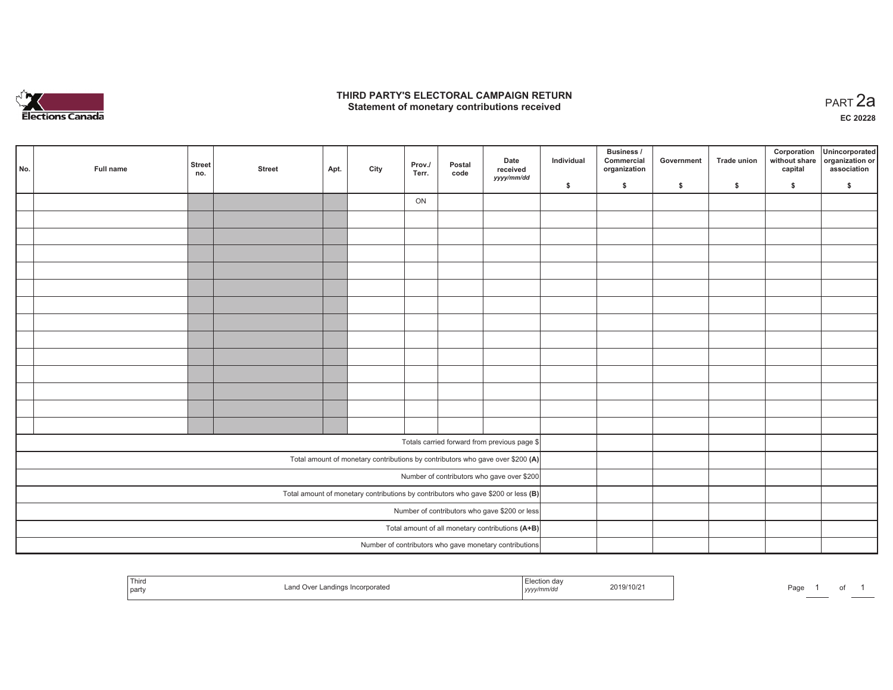# THIRD PARTY'S ELECTORAL CAMPAIGN RETURN
## Statement of monetary contributions received

PART 2a

EC 20228

| No. | Full name | Street no. | Street | Apt. | City | Prov./ Terr. | Postal code | Date received *yyyy/mm/dd* | Individual $ | Business / Commercial organization $ | Government $ | Trade union $ | Corporation without share capital $ | Unincorporated organization or association $ |
|---|---|---|---|---|---|---|---|---|---|---|---|---|---|---|
| | | | | | | ON | | | | | | | | |
| | | | | | | | | | | | | | | |
| | | | | | | | | | | | | | | |
| | | | | | | | | | | | | | | |
| | | | | | | | | | | | | | | |
| | | | | | | | | | | | | | | |
| | | | | | | | | | | | | | | |
| | | | | | | | | | | | | | | |
| | | | | | | | | | | | | | | |
| | | | | | | | | | | | | | | |
| | | | | | | | | | | | | | | |
| | | | | | | | | | | | | | | |
| | | | | | | | | | | | | | | |
| | | | | | | | | | | | | | | |
| Totals carried forward from previous page $ | | | | | | | | | | | | | | |
| Total amount of monetary contributions by contributors who gave over $200 **(A)** | | | | | | | | | | | | | | |
| Number of contributors who gave over $200 | | | | | | | | | | | | | | |
| Total amount of monetary contributions by contributors who gave $200 or less **(B)** | | | | | | | | | | | | | | |
| Number of contributors who gave $200 or less | | | | | | | | | | | | | | |
| Total amount of all monetary contributions **(A+B)** | | | | | | | | | | | | | | |
| Number of contributors who gave monetary contributions | | | | | | | | | | | | | | |

| Third party | Land Over Landings Incorporated | Election day *yyyy/mm/dd* | 2019/10/21 |
|---|---|---|---|

Page 1 of 1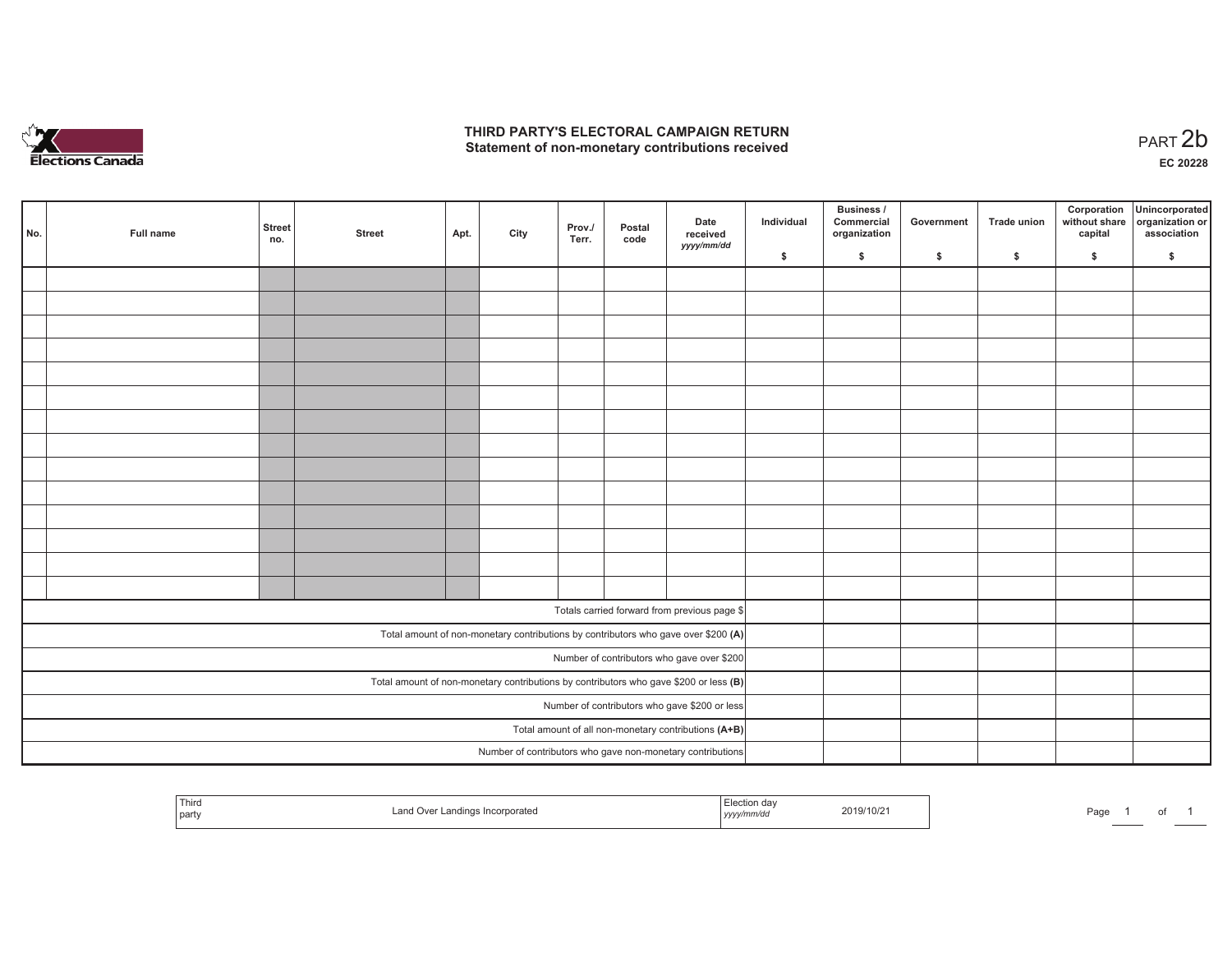# THIRD PARTY'S ELECTORAL CAMPAIGN RETURN
## Statement of non-monetary contributions received

PART 2b

EC 20228

| No. | Full name | Street no. | Street | Apt. | City | Prov./ Terr. | Postal code | Date received yyyy/mm/dd | Individual $ | Business / Commercial organization $ | Government $ | Trade union $ | Corporation without share capital $ | Unincorporated organization or association $ |
|---|---|---|---|---|---|---|---|---|---|---|---|---|---|---|
| | | | | | | | | | | | | | | |
| | | | | | | | | | | | | | | |
| | | | | | | | | | | | | | | |
| | | | | | | | | | | | | | | |
| | | | | | | | | | | | | | | |
| | | | | | | | | | | | | | | |
| | | | | | | | | | | | | | | |
| | | | | | | | | | | | | | | |
| | | | | | | | | | | | | | | |
| | | | | | | | | | | | | | | |
| | | | | | | | | | | | | | | |
| | | | | | | | | | | | | | | |
| | | | | | | | | | | | | | | |
| | | | | | | | | | | | | | | |
| Totals carried forward from previous page $ | | | | | | | | | | | | | | |
| Total amount of non-monetary contributions by contributors who gave over $200 (A) | | | | | | | | | | | | | | |
| Number of contributors who gave over $200 | | | | | | | | | | | | | | |
| Total amount of non-monetary contributions by contributors who gave $200 or less (B) | | | | | | | | | | | | | | |
| Number of contributors who gave $200 or less | | | | | | | | | | | | | | |
| Total amount of all non-monetary contributions (A+B) | | | | | | | | | | | | | | |
| Number of contributors who gave non-monetary contributions | | | | | | | | | | | | | | |

| Third party | Land Over Landings Incorporated | Election day yyyy/mm/dd | 2019/10/21 |
|---|---|---|---|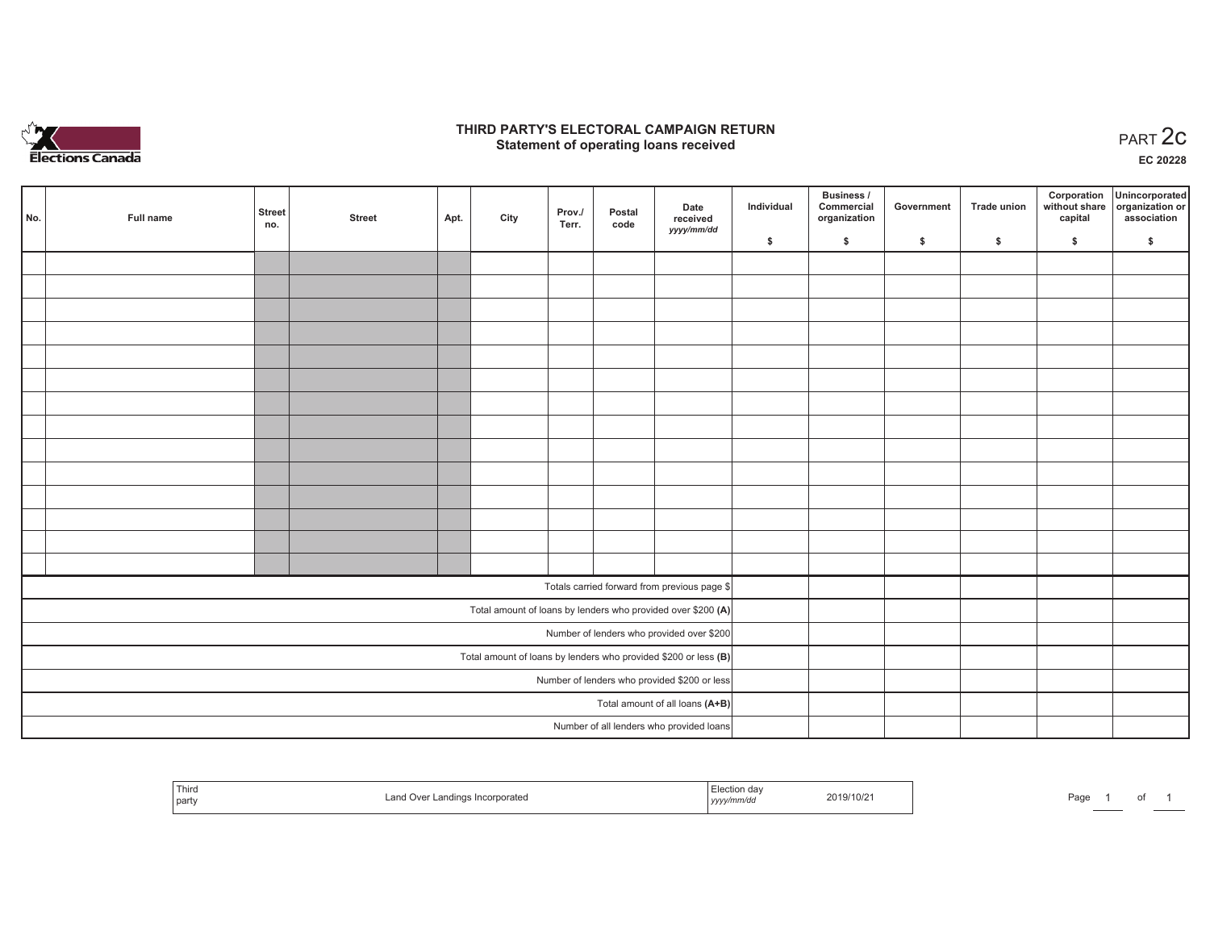# THIRD PARTY'S ELECTORAL CAMPAIGN RETURN
## Statement of operating loans received

PART 2c

EC 20228

| No. | Full name | Street no. | Street | Apt. | City | Prov./ Terr. | Postal code | Date received *yyyy/mm/dd* | Individual $ | Business / Commercial organization $ | Government $ | Trade union $ | Corporation without share capital $ | Unincorporated organization or association $ |
|---|---|---|---|---|---|---|---|---|---|---|---|---|---|---|
| | | | | | | | | | | | | | | |
| | | | | | | | | | | | | | | |
| | | | | | | | | | | | | | | |
| | | | | | | | | | | | | | | |
| | | | | | | | | | | | | | | |
| | | | | | | | | | | | | | | |
| | | | | | | | | | | | | | | |
| | | | | | | | | | | | | | | |
| | | | | | | | | | | | | | | |
| | | | | | | | | | | | | | | |
| | | | | | | | | | | | | | | |
| | | | | | | | | | | | | | | |
| | | | | | | | | | | | | | | |
| | | | | | | | | | | | | | | |
| Totals carried forward from previous page $ | | | | | | | | | | | | | | |
| Total amount of loans by lenders who provided over $200 **(A)** | | | | | | | | | | | | | | |
| Number of lenders who provided over $200 | | | | | | | | | | | | | | |
| Total amount of loans by lenders who provided $200 or less **(B)** | | | | | | | | | | | | | | |
| Number of lenders who provided $200 or less | | | | | | | | | | | | | | |
| Total amount of all loans **(A+B)** | | | | | | | | | | | | | | |
| Number of all lenders who provided loans | | | | | | | | | | | | | | |

| Third party | Land Over Landings Incorporated | Election day *yyyy/mm/dd* | 2019/10/21 |
|---|---|---|---|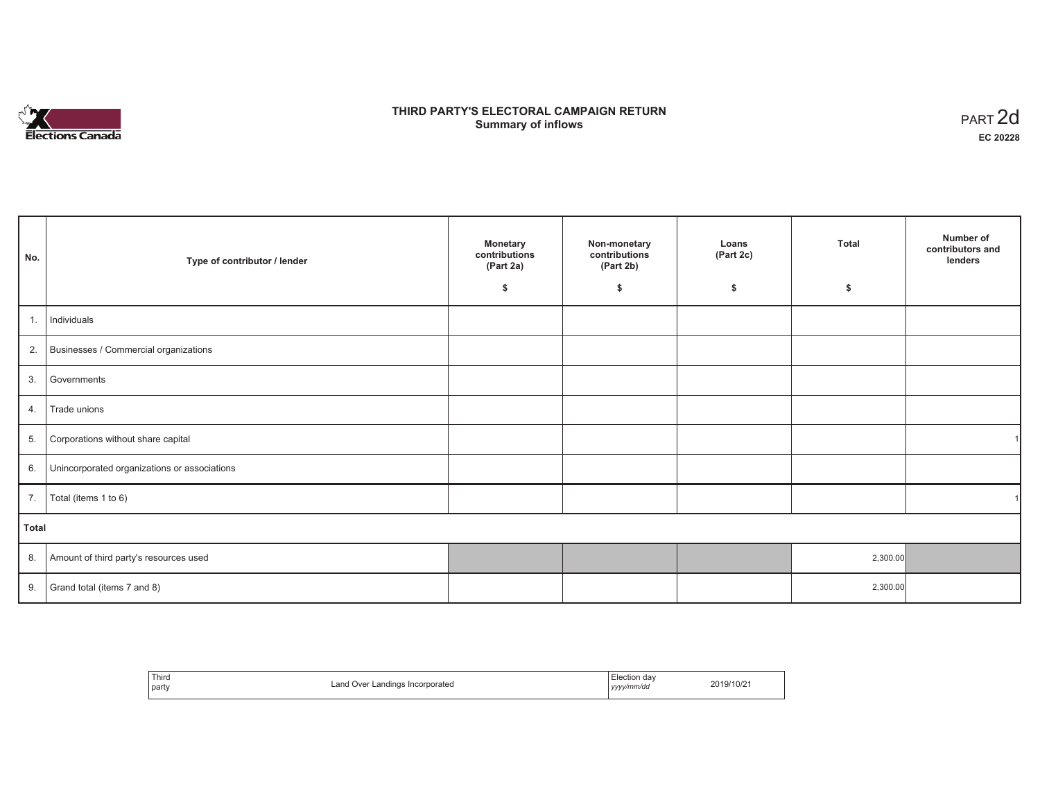# THIRD PARTY'S ELECTORAL CAMPAIGN RETURN
## Summary of inflows

PART 2d
**EC 20228**

| No. | Type of contributor / lender | Monetary contributions (Part 2a) $ | Non-monetary contributions (Part 2b) $ | Loans (Part 2c) $ | Total $ | Number of contributors and lenders |
|---|---|---|---|---|---|---|
| 1. | Individuals | | | | | |
| 2. | Businesses / Commercial organizations | | | | | |
| 3. | Governments | | | | | |
| 4. | Trade unions | | | | | |
| 5. | Corporations without share capital | | | | | 1 |
| 6. | Unincorporated organizations or associations | | | | | |
| 7. | Total (items 1 to 6) | | | | | 1 |
| **Total** | | | | | | |
| 8. | Amount of third party's resources used | | | | 2,300.00 | |
| 9. | Grand total (items 7 and 8) | | | | 2,300.00 | |

| Third party | Land Over Landings Incorporated | Election day *yyyy/mm/dd* | 2019/10/21 |
|---|---|---|---|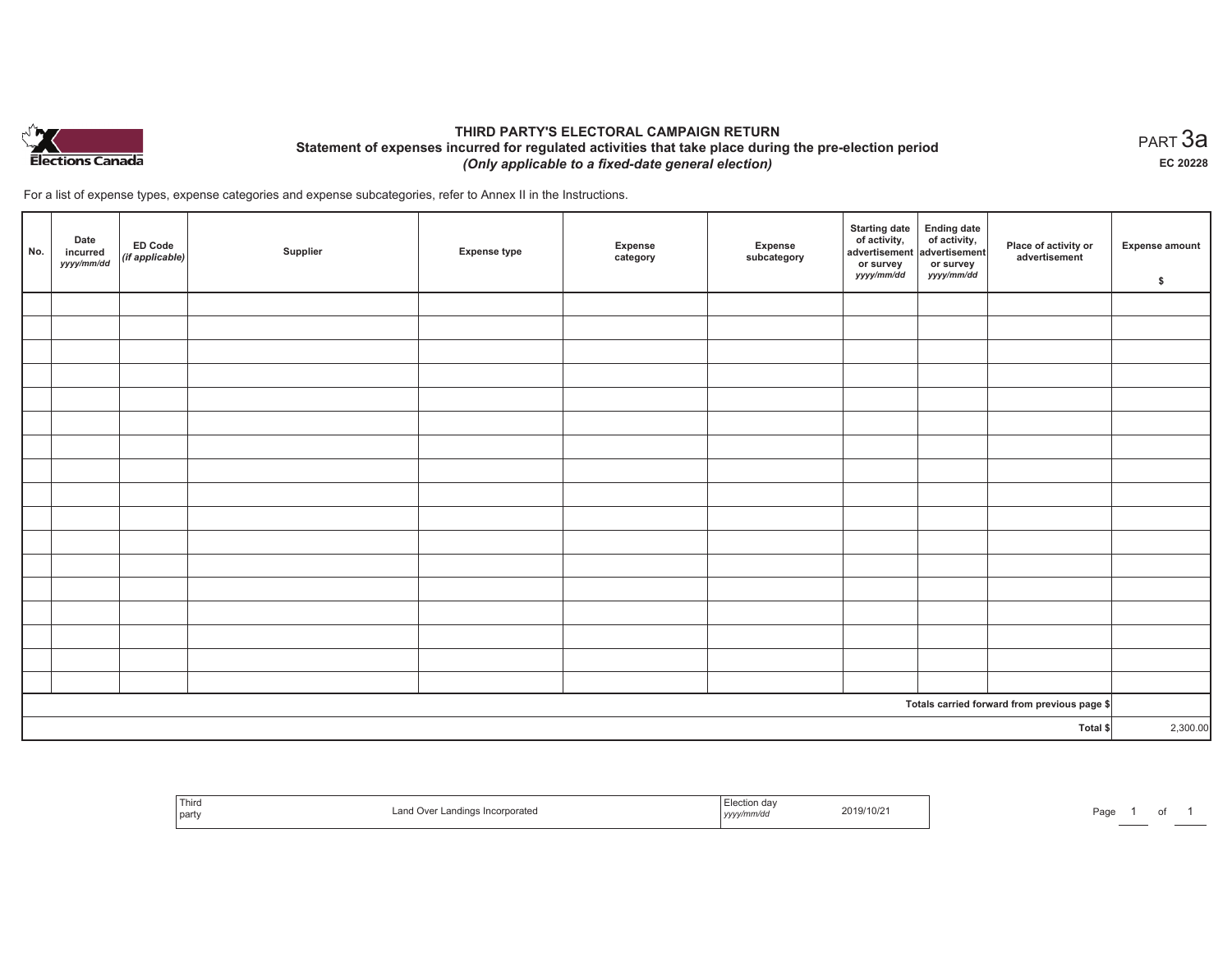Elections Canada

# THIRD PARTY'S ELECTORAL CAMPAIGN RETURN

## Statement of expenses incurred for regulated activities that take place during the pre-election period

***(Only applicable to a fixed-date general election)***

PART 3a

**EC 20228**

For a list of expense types, expense categories and expense subcategories, refer to Annex II in the Instructions.

| No. | Date incurred *yyyy/mm/dd* | ED Code *(if applicable)* | Supplier | Expense type | Expense category | Expense subcategory | Starting date of activity, advertisement or survey *yyyy/mm/dd* | Ending date of activity, advertisement or survey *yyyy/mm/dd* | Place of activity or advertisement | Expense amount $ |
|---|---|---|---|---|---|---|---|---|---|---|
| | | | | | | | | | | |
| | | | | | | | | | | |
| | | | | | | | | | | |
| | | | | | | | | | | |
| | | | | | | | | | | |
| | | | | | | | | | | |
| | | | | | | | | | | |
| | | | | | | | | | | |
| | | | | | | | | | | |
| | | | | | | | | | | |
| | | | | | | | | | | |
| | | | | | | | | | | |
| | | | | | | | | | | |
| | | | | | | | | | | |
| | | | | | | | | | | |
| | | | | | | | | | | |
| | | | | | | | | | | |
| **Totals carried forward from previous page $** | | | | | | | | | | |
| **Total $** | | | | | | | | | | 2,300.00 |

| Third party | Land Over Landings Incorporated | Election day *yyyy/mm/dd* | 2019/10/21 |
|---|---|---|---|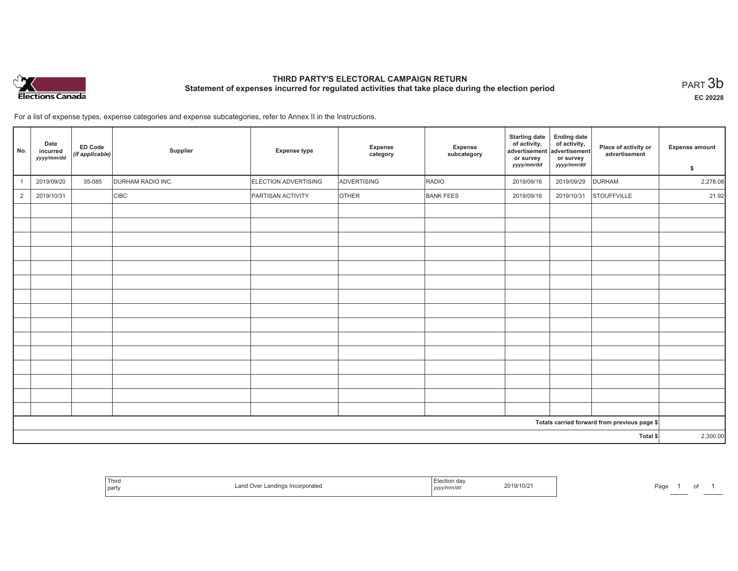# THIRD PARTY'S ELECTORAL CAMPAIGN RETURN

## Statement of expenses incurred for regulated activities that take place during the election period

PART 3b

EC 20228

For a list of expense types, expense categories and expense subcategories, refer to Annex II in the Instructions.

| No. | Date incurred *yyyy/mm/dd* | ED Code *(if applicable)* | Supplier | Expense type | Expense category | Expense subcategory | Starting date of activity, advertisement or survey *yyyy/mm/dd* | Ending date of activity, advertisement or survey *yyyy/mm/dd* | Place of activity or advertisement | Expense amount $ |
|---|---|---|---|---|---|---|---|---|---|---|
| 1 | 2019/09/20 | 35-085 | DURHAM RADIO INC. | ELECTION ADVERTISING | ADVERTISING | RADIO | 2019/09/16 | 2019/09/29 | DURHAM | 2,278.08 |
| 2 | 2019/10/31 | | CIBC | PARTISAN ACTIVITY | OTHER | BANK FEES | 2019/09/16 | 2019/10/31 | STOUFFVILLE | 21.92 |
| | | | | | | | | | | |
| | | | | | | | | | | |
| | | | | | | | | | | |
| | | | | | | | | | | |
| | | | | | | | | | | |
| | | | | | | | | | | |
| | | | | | | | | | | |
| | | | | | | | | | | |
| | | | | | | | | | | |
| | | | | | | | | | | |
| | | | | | | | | | | |
| | | | | | | | | | | |
| | | | | | | | | | | |
| | | | | | | | | | | |
| | | | | | | | | | | |
| Totals carried forward from previous page $ | | | | | | | | | | |
| Total $ | | | | | | | | | | 2,300.00 |

| Third party | Land Over Landings Incorporated | Election day *yyyy/mm/dd* | 2019/10/21 |
|---|---|---|---|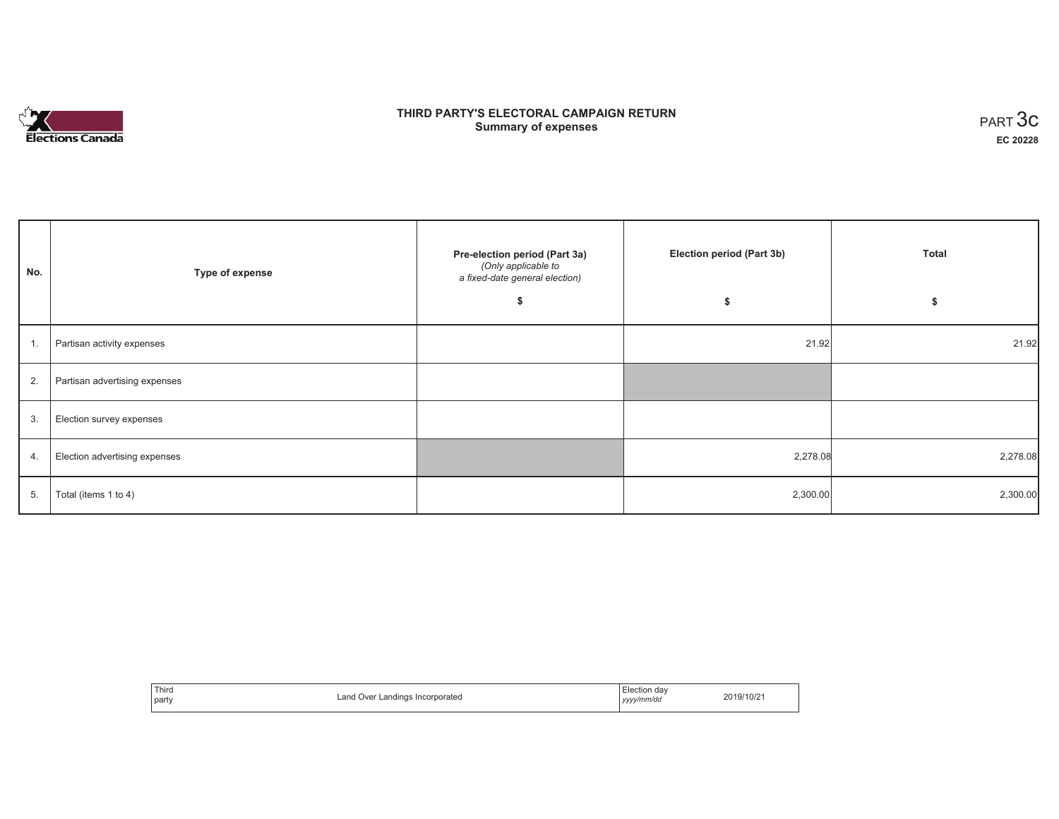# THIRD PARTY'S ELECTORAL CAMPAIGN RETURN
## Summary of expenses

PART 3c

**EC 20228**

| No. | Type of expense | Pre-election period (Part 3a) *(Only applicable to a fixed-date general election)* $ | Election period (Part 3b) $ | Total $ |
|---|---|---|---|---|
| 1. | Partisan activity expenses | | 21.92 | 21.92 |
| 2. | Partisan advertising expenses | | | |
| 3. | Election survey expenses | | | |
| 4. | Election advertising expenses | | 2,278.08 | 2,278.08 |
| 5. | Total (items 1 to 4) | | 2,300.00 | 2,300.00 |

| Third party | Land Over Landings Incorporated | Election day *yyyy/mm/dd* | 2019/10/21 |
|---|---|---|---|